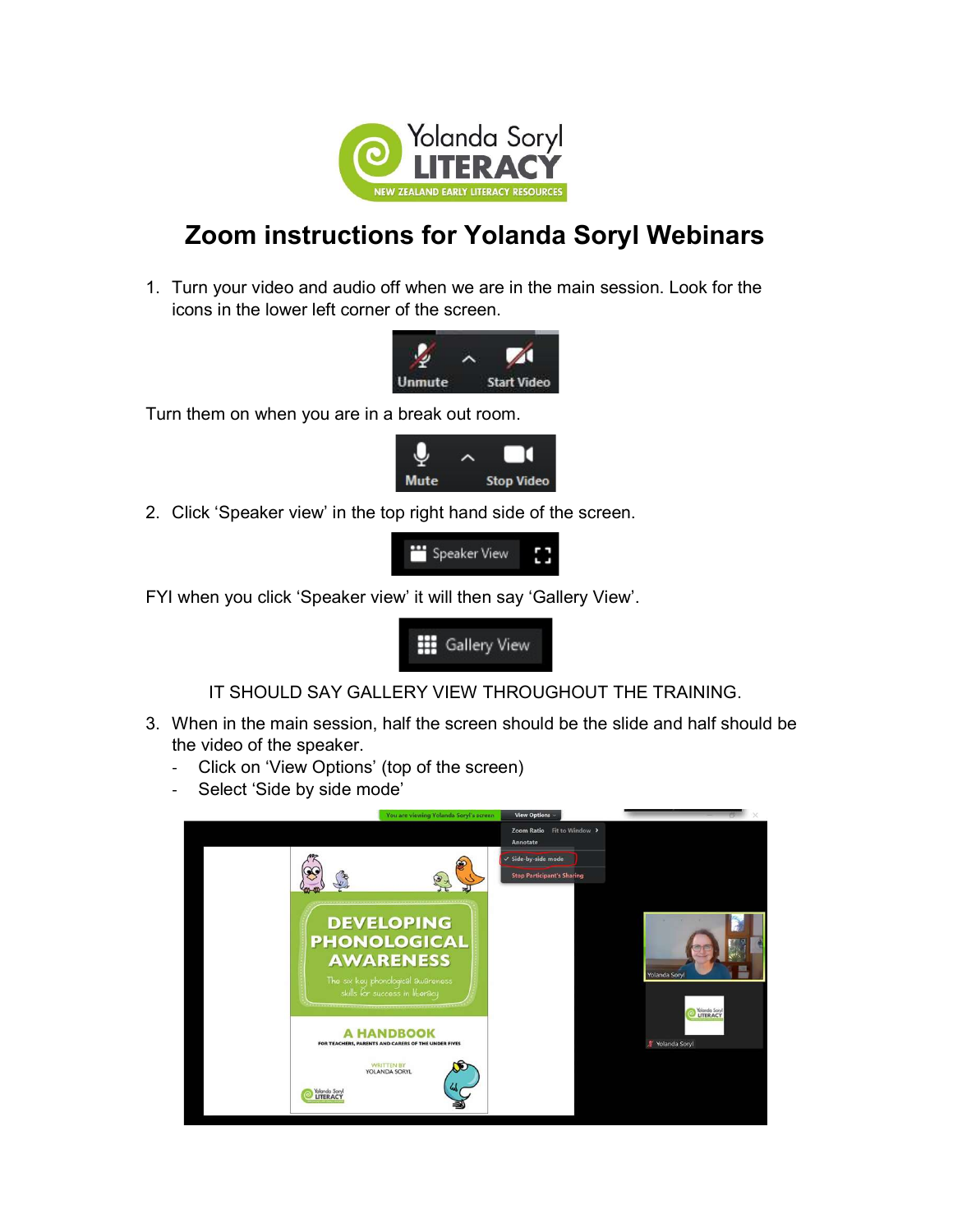# Zoom instructions for Yolanda Soryl Webinars

1. Turn your video and audio off when we are in the main session. Look for the icons in the lower left corner of the screen.

Turn them on when you are in a break out room.

2. Click 'Speaker view' in the top right hand side of the screen.

FYI when you click 'Speaker view' it will then say 'Gallery View'.

IT SHOULD SAY GALLERY VIEW THROUGHOUT THE TRAINING.

3. When in the main session, half the screen should be the slide and half should be the video of the speaker.
   - Click on 'View Options' (top of the screen)
   - Select 'Side by side mode'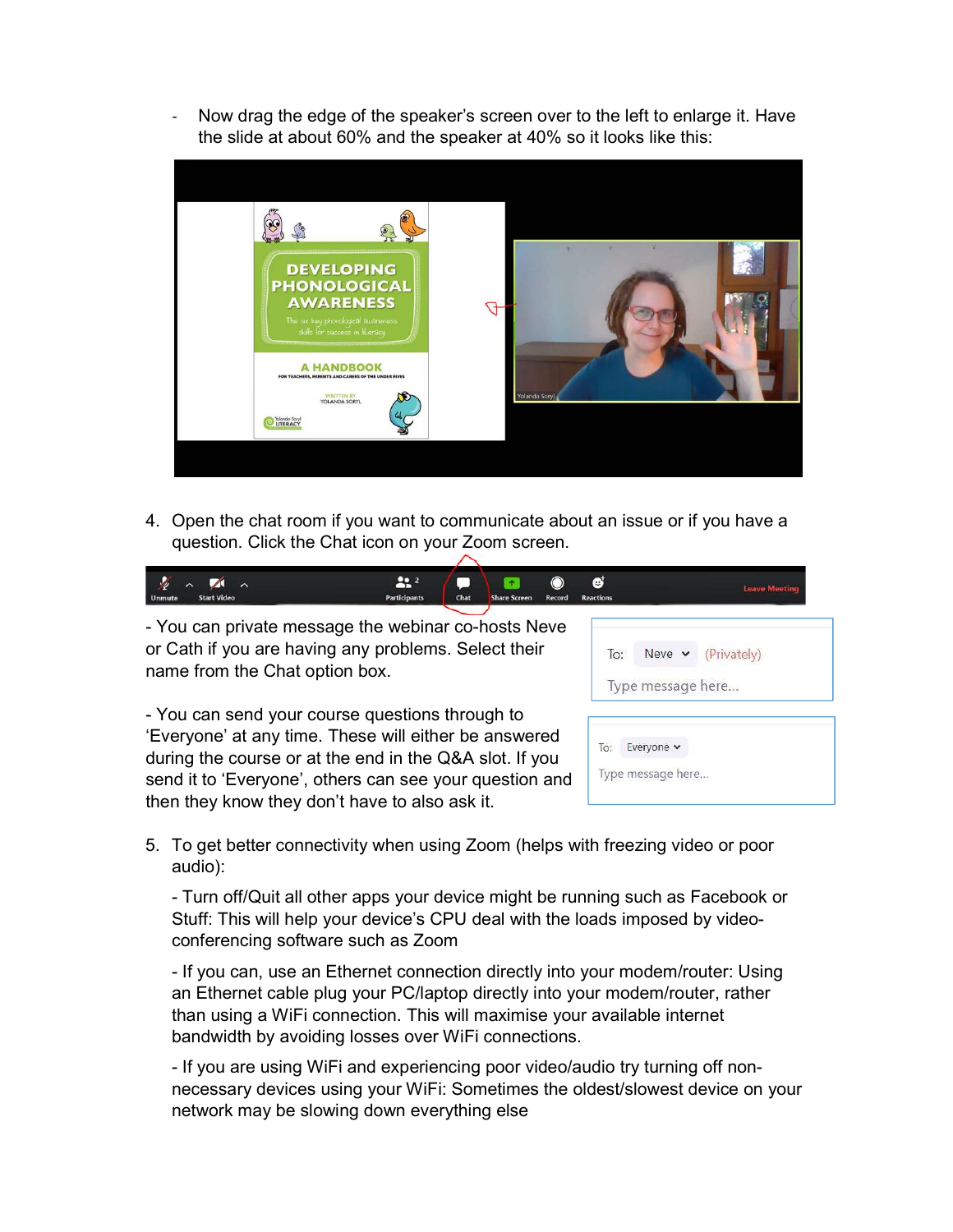- Now drag the edge of the speaker's screen over to the left to enlarge it. Have the slide at about 60% and the speaker at 40% so it looks like this:

4. Open the chat room if you want to communicate about an issue or if you have a question. Click the Chat icon on your Zoom screen.

- You can private message the webinar co-hosts Neve or Cath if you are having any problems. Select their name from the Chat option box.

- You can send your course questions through to 'Everyone' at any time. These will either be answered during the course or at the end in the Q&A slot. If you send it to 'Everyone', others can see your question and then they know they don't have to also ask it.

5. To get better connectivity when using Zoom (helps with freezing video or poor audio):

   - Turn off/Quit all other apps your device might be running such as Facebook or Stuff: This will help your device's CPU deal with the loads imposed by video-conferencing software such as Zoom

   - If you can, use an Ethernet connection directly into your modem/router: Using an Ethernet cable plug your PC/laptop directly into your modem/router, rather than using a WiFi connection. This will maximise your available internet bandwidth by avoiding losses over WiFi connections.

   - If you are using WiFi and experiencing poor video/audio try turning off non-necessary devices using your WiFi: Sometimes the oldest/slowest device on your network may be slowing down everything else